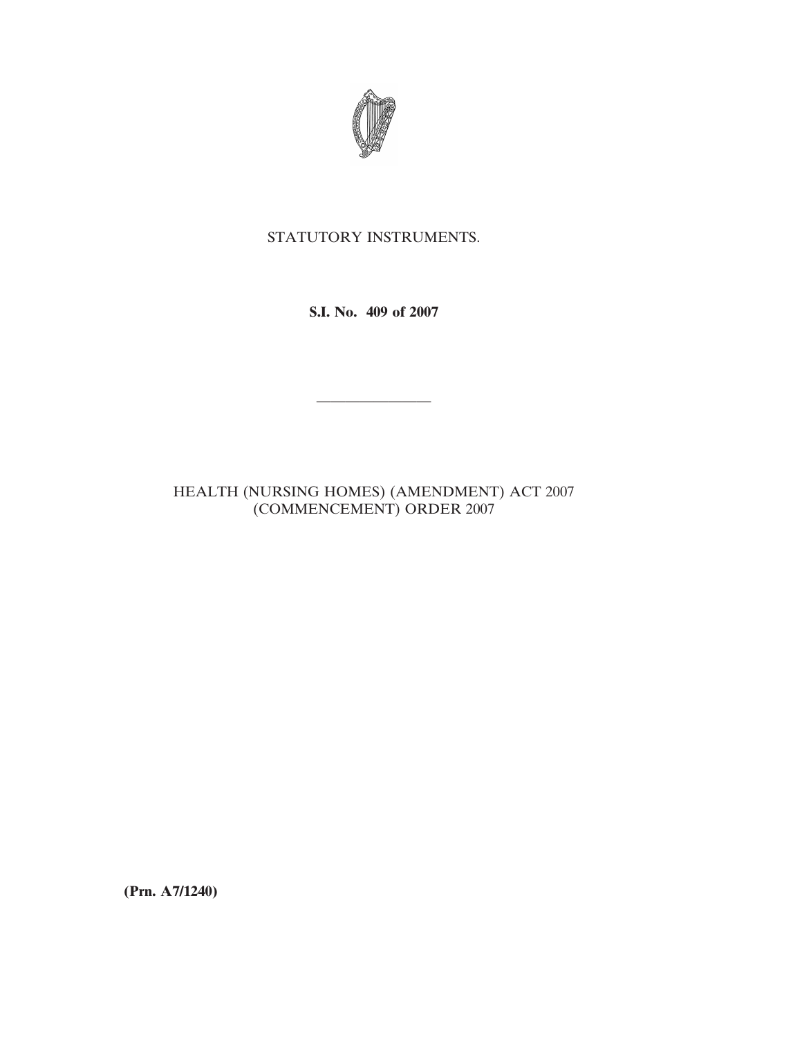STATUTORY INSTRUMENTS.

**S.I. No. 409 of 2007**

---

HEALTH (NURSING HOMES) (AMENDMENT) ACT 2007 (COMMENCEMENT) ORDER 2007

**(Prn. A7/1240)**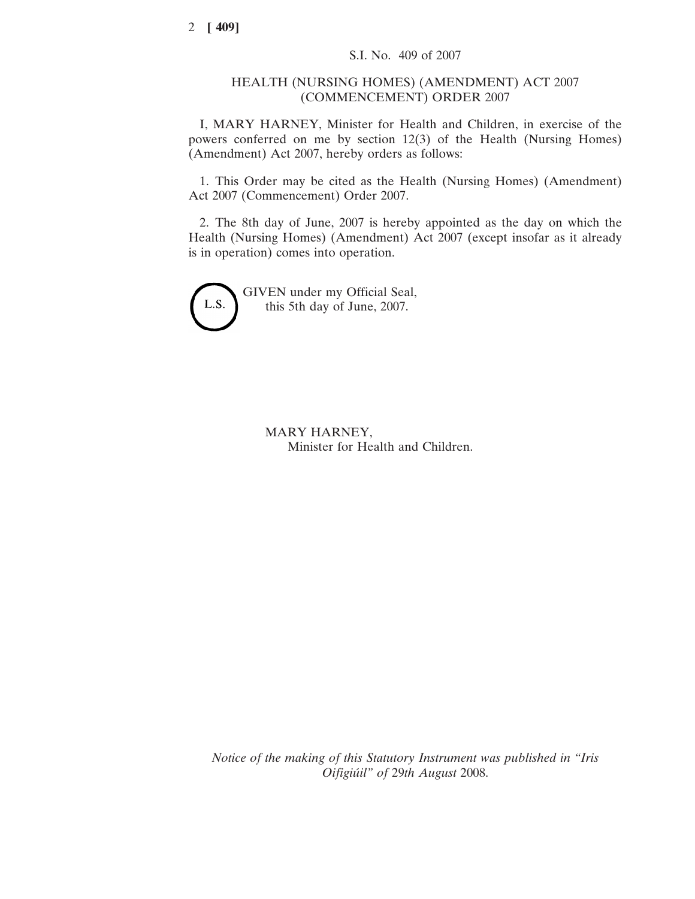S.I. No. 409 of 2007

# HEALTH (NURSING HOMES) (AMENDMENT) ACT 2007 (COMMENCEMENT) ORDER 2007

I, MARY HARNEY, Minister for Health and Children, in exercise of the powers conferred on me by section 12(3) of the Health (Nursing Homes) (Amendment) Act 2007, hereby orders as follows:

1. This Order may be cited as the Health (Nursing Homes) (Amendment) Act 2007 (Commencement) Order 2007.

2. The 8th day of June, 2007 is hereby appointed as the day on which the Health (Nursing Homes) (Amendment) Act 2007 (except insofar as it already is in operation) comes into operation.

L.S.

GIVEN under my Official Seal,
this 5th day of June, 2007.

MARY HARNEY,
Minister for Health and Children.

*Notice of the making of this Statutory Instrument was published in "Iris Oifigiúil" of 29th August 2008.*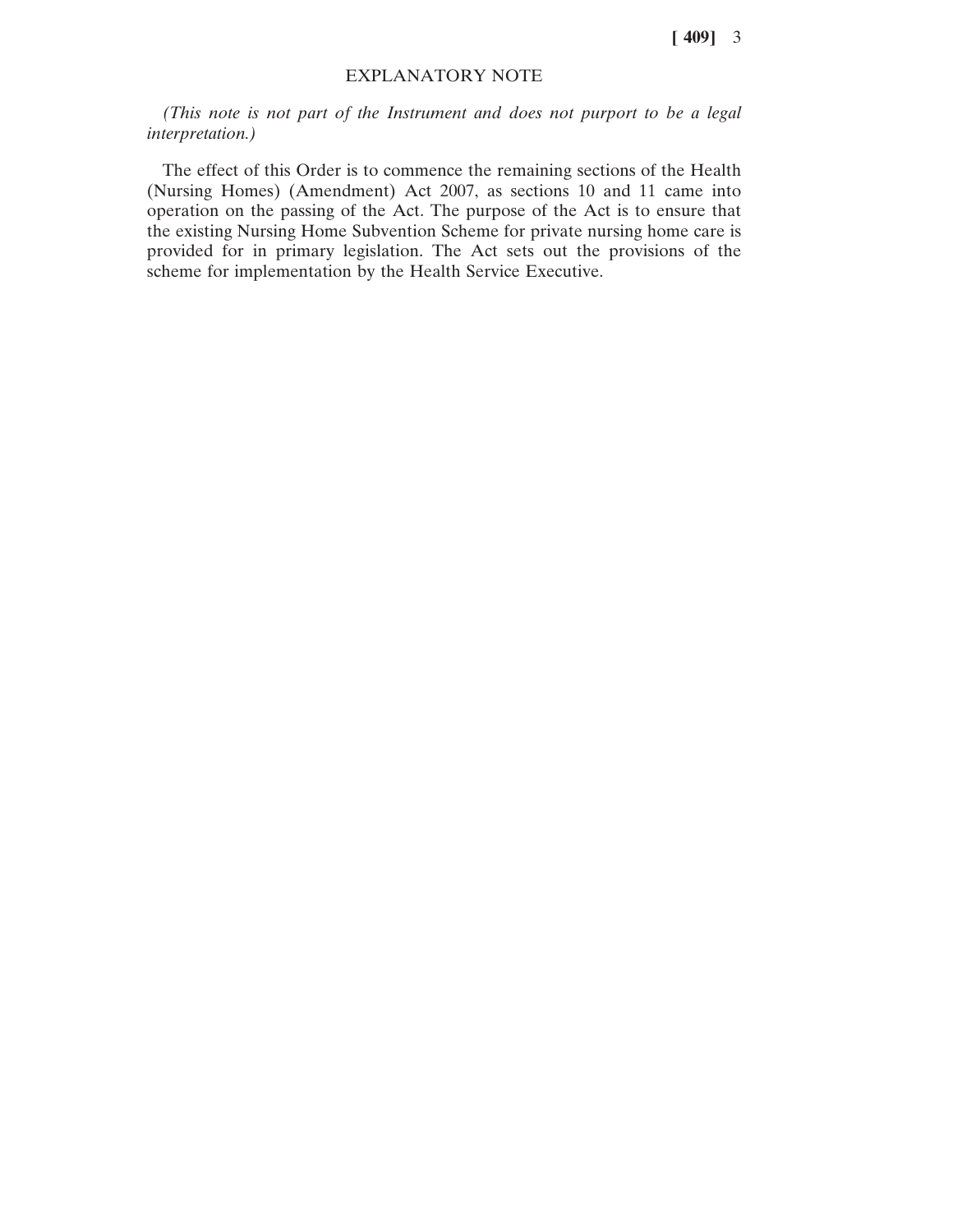## EXPLANATORY NOTE

*(This note is not part of the Instrument and does not purport to be a legal interpretation.)*

The effect of this Order is to commence the remaining sections of the Health (Nursing Homes) (Amendment) Act 2007, as sections 10 and 11 came into operation on the passing of the Act. The purpose of the Act is to ensure that the existing Nursing Home Subvention Scheme for private nursing home care is provided for in primary legislation. The Act sets out the provisions of the scheme for implementation by the Health Service Executive.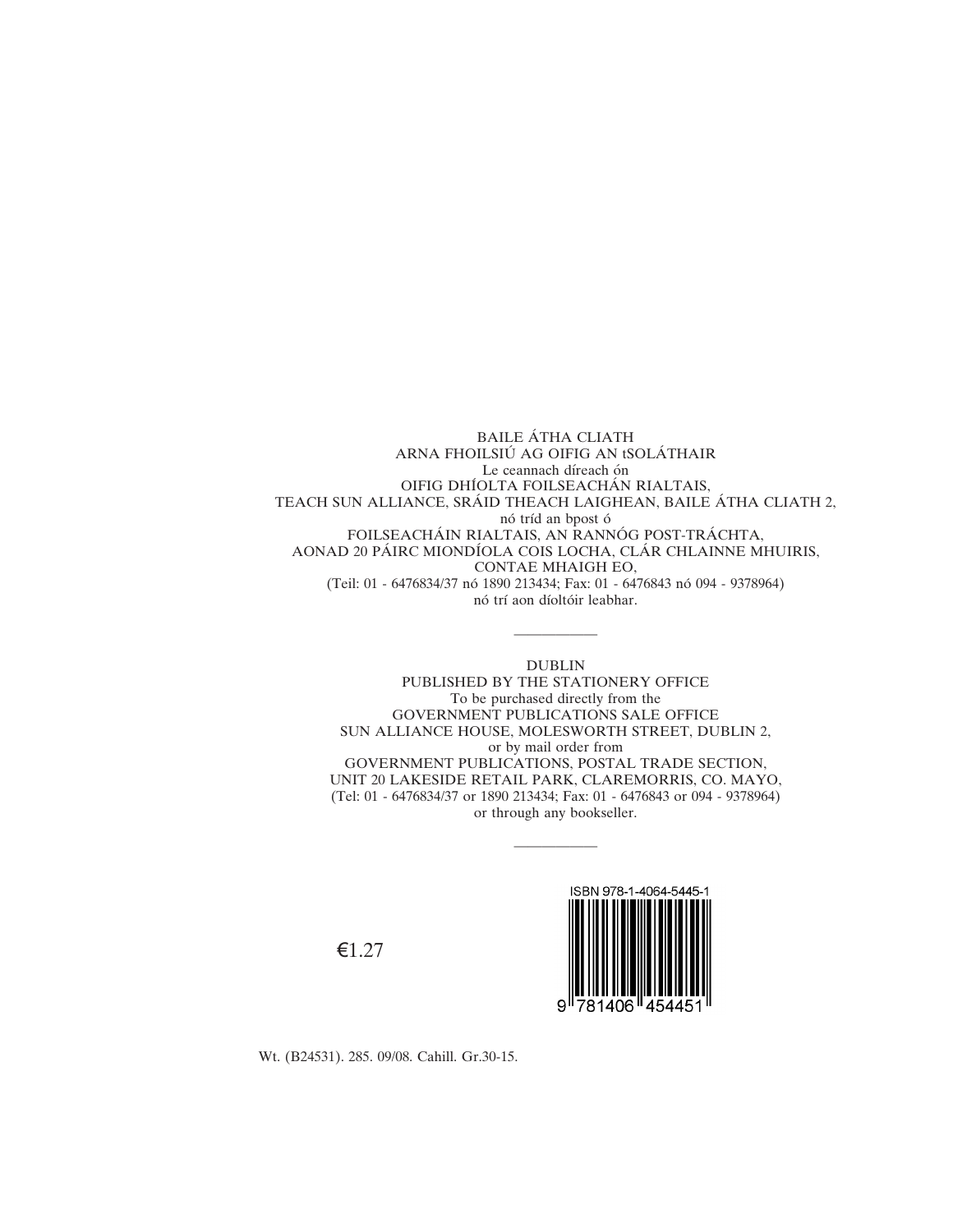BAILE ÁTHA CLIATH
ARNA FHOILSIÚ AG OIFIG AN tSOLÁTHAIR
Le ceannach díreach ón
OIFIG DHÍOLTA FOILSEACHÁN RIALTAIS,
TEACH SUN ALLIANCE, SRÁID THEACH LAIGHEAN, BAILE ÁTHA CLIATH 2,
nó tríd an bpost ó
FOILSEACHÁIN RIALTAIS, AN RANNÓG POST-TRÁCHTA,
AONAD 20 PÁIRC MIONDÍOLA COIS LOCHA, CLÁR CHLAINNE MHUIRIS,
CONTAE MHAIGH EO,
(Teil: 01 - 6476834/37 nó 1890 213434; Fax: 01 - 6476843 nó 094 - 9378964)
nó trí aon díoltóir leabhar.

---

DUBLIN
PUBLISHED BY THE STATIONERY OFFICE
To be purchased directly from the
GOVERNMENT PUBLICATIONS SALE OFFICE
SUN ALLIANCE HOUSE, MOLESWORTH STREET, DUBLIN 2,
or by mail order from
GOVERNMENT PUBLICATIONS, POSTAL TRADE SECTION,
UNIT 20 LAKESIDE RETAIL PARK, CLAREMORRIS, CO. MAYO,
(Tel: 01 - 6476834/37 or 1890 213434; Fax: 01 - 6476843 or 094 - 9378964)
or through any bookseller.

---

€1.27

ISBN 978-1-4064-5445-1

9 781406 454451

Wt. (B24531). 285. 09/08. Cahill. Gr.30-15.